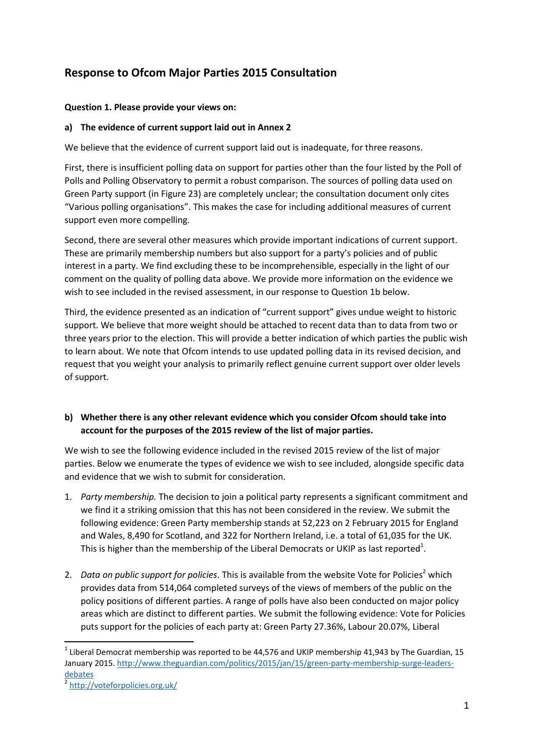# Response to Ofcom Major Parties 2015 Consultation

**Question 1. Please provide your views on:**

**a) The evidence of current support laid out in Annex 2**

We believe that the evidence of current support laid out is inadequate, for three reasons.

First, there is insufficient polling data on support for parties other than the four listed by the Poll of Polls and Polling Observatory to permit a robust comparison. The sources of polling data used on Green Party support (in Figure 23) are completely unclear; the consultation document only cites "Various polling organisations". This makes the case for including additional measures of current support even more compelling.

Second, there are several other measures which provide important indications of current support. These are primarily membership numbers but also support for a party's policies and of public interest in a party. We find excluding these to be incomprehensible, especially in the light of our comment on the quality of polling data above. We provide more information on the evidence we wish to see included in the revised assessment, in our response to Question 1b below.

Third, the evidence presented as an indication of "current support" gives undue weight to historic support. We believe that more weight should be attached to recent data than to data from two or three years prior to the election. This will provide a better indication of which parties the public wish to learn about. We note that Ofcom intends to use updated polling data in its revised decision, and request that you weight your analysis to primarily reflect genuine current support over older levels of support.

**b) Whether there is any other relevant evidence which you consider Ofcom should take into account for the purposes of the 2015 review of the list of major parties.**

We wish to see the following evidence included in the revised 2015 review of the list of major parties. Below we enumerate the types of evidence we wish to see included, alongside specific data and evidence that we wish to submit for consideration.

1. *Party membership.* The decision to join a political party represents a significant commitment and we find it a striking omission that this has not been considered in the review. We submit the following evidence: Green Party membership stands at 52,223 on 2 February 2015 for England and Wales, 8,490 for Scotland, and 322 for Northern Ireland, i.e. a total of 61,035 for the UK. This is higher than the membership of the Liberal Democrats or UKIP as last reported[1].

2. *Data on public support for policies*. This is available from the website Vote for Policies[2] which provides data from 514,064 completed surveys of the views of members of the public on the policy positions of different parties. A range of polls have also been conducted on major policy areas which are distinct to different parties. We submit the following evidence: Vote for Policies puts support for the policies of each party at: Green Party 27.36%, Labour 20.07%, Liberal

[1] Liberal Democrat membership was reported to be 44,576 and UKIP membership 41,943 by The Guardian, 15 January 2015. http://www.theguardian.com/politics/2015/jan/15/green-party-membership-surge-leaders-debates

[2] http://voteforpolicies.org.uk/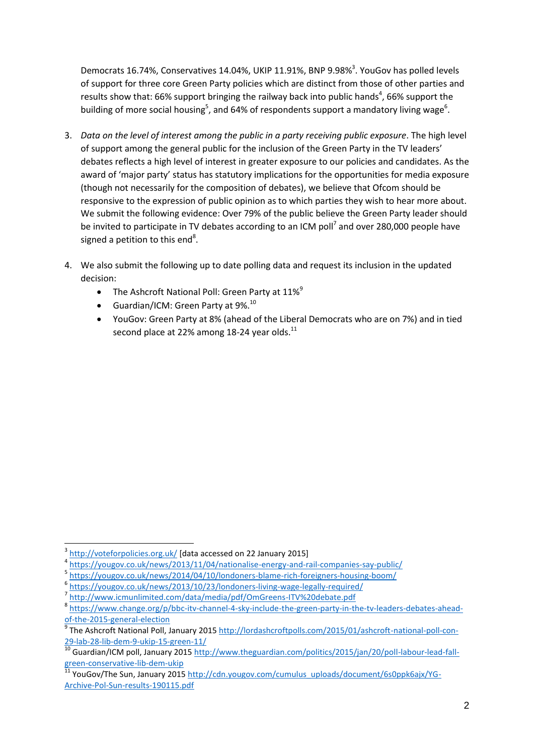Democrats 16.74%, Conservatives 14.04%, UKIP 11.91%, BNP 9.98%[3]. YouGov has polled levels of support for three core Green Party policies which are distinct from those of other parties and results show that: 66% support bringing the railway back into public hands[4], 66% support the building of more social housing[5], and 64% of respondents support a mandatory living wage[6].

3. *Data on the level of interest among the public in a party receiving public exposure*. The high level of support among the general public for the inclusion of the Green Party in the TV leaders' debates reflects a high level of interest in greater exposure to our policies and candidates. As the award of 'major party' status has statutory implications for the opportunities for media exposure (though not necessarily for the composition of debates), we believe that Ofcom should be responsive to the expression of public opinion as to which parties they wish to hear more about. We submit the following evidence: Over 79% of the public believe the Green Party leader should be invited to participate in TV debates according to an ICM poll[7] and over 280,000 people have signed a petition to this end[8].

4. We also submit the following up to date polling data and request its inclusion in the updated decision:
    - The Ashcroft National Poll: Green Party at 11%[9]
    - Guardian/ICM: Green Party at 9%.[10]
    - YouGov: Green Party at 8% (ahead of the Liberal Democrats who are on 7%) and in tied second place at 22% among 18-24 year olds.[11]

---

[3] http://voteforpolicies.org.uk/ [data accessed on 22 January 2015]

[4] https://yougov.co.uk/news/2013/11/04/nationalise-energy-and-rail-companies-say-public/

[5] https://yougov.co.uk/news/2014/04/10/londoners-blame-rich-foreigners-housing-boom/

[6] https://yougov.co.uk/news/2013/10/23/londoners-living-wage-legally-required/

[7] http://www.icmunlimited.com/data/media/pdf/OmGreens-ITV%20debate.pdf

[8] https://www.change.org/p/bbc-itv-channel-4-sky-include-the-green-party-in-the-tv-leaders-debates-ahead-of-the-2015-general-election

[9] The Ashcroft National Poll, January 2015 http://lordashcroftpolls.com/2015/01/ashcroft-national-poll-con-29-lab-28-lib-dem-9-ukip-15-green-11/

[10] Guardian/ICM poll, January 2015 http://www.theguardian.com/politics/2015/jan/20/poll-labour-lead-fall-green-conservative-lib-dem-ukip

[11] YouGov/The Sun, January 2015 http://cdn.yougov.com/cumulus_uploads/document/6s0ppk6ajx/YG-Archive-Pol-Sun-results-190115.pdf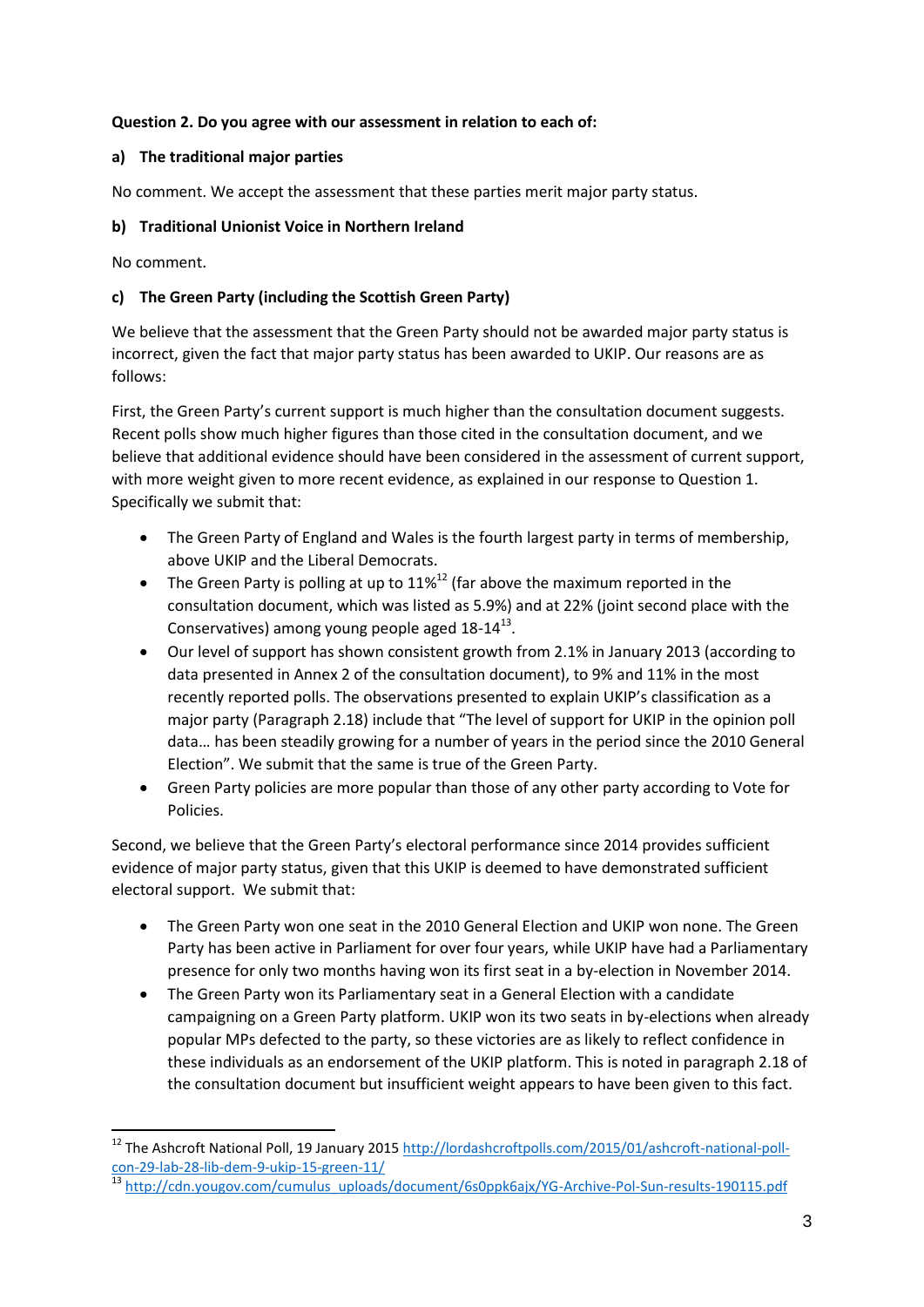**Question 2. Do you agree with our assessment in relation to each of:**

**a) The traditional major parties**

No comment. We accept the assessment that these parties merit major party status.

**b) Traditional Unionist Voice in Northern Ireland**

No comment.

**c) The Green Party (including the Scottish Green Party)**

We believe that the assessment that the Green Party should not be awarded major party status is incorrect, given the fact that major party status has been awarded to UKIP. Our reasons are as follows:

First, the Green Party's current support is much higher than the consultation document suggests. Recent polls show much higher figures than those cited in the consultation document, and we believe that additional evidence should have been considered in the assessment of current support, with more weight given to more recent evidence, as explained in our response to Question 1. Specifically we submit that:

- The Green Party of England and Wales is the fourth largest party in terms of membership, above UKIP and the Liberal Democrats.
- The Green Party is polling at up to 11%[12] (far above the maximum reported in the consultation document, which was listed as 5.9%) and at 22% (joint second place with the Conservatives) among young people aged 18-14[13].
- Our level of support has shown consistent growth from 2.1% in January 2013 (according to data presented in Annex 2 of the consultation document), to 9% and 11% in the most recently reported polls. The observations presented to explain UKIP's classification as a major party (Paragraph 2.18) include that "The level of support for UKIP in the opinion poll data… has been steadily growing for a number of years in the period since the 2010 General Election". We submit that the same is true of the Green Party.
- Green Party policies are more popular than those of any other party according to Vote for Policies.

Second, we believe that the Green Party's electoral performance since 2014 provides sufficient evidence of major party status, given that this UKIP is deemed to have demonstrated sufficient electoral support. We submit that:

- The Green Party won one seat in the 2010 General Election and UKIP won none. The Green Party has been active in Parliament for over four years, while UKIP have had a Parliamentary presence for only two months having won its first seat in a by-election in November 2014.
- The Green Party won its Parliamentary seat in a General Election with a candidate campaigning on a Green Party platform. UKIP won its two seats in by-elections when already popular MPs defected to the party, so these victories are as likely to reflect confidence in these individuals as an endorsement of the UKIP platform. This is noted in paragraph 2.18 of the consultation document but insufficient weight appears to have been given to this fact.

---

[12] The Ashcroft National Poll, 19 January 2015 http://lordashcroftpolls.com/2015/01/ashcroft-national-poll-con-29-lab-28-lib-dem-9-ukip-15-green-11/

[13] http://cdn.yougov.com/cumulus_uploads/document/6s0ppk6ajx/YG-Archive-Pol-Sun-results-190115.pdf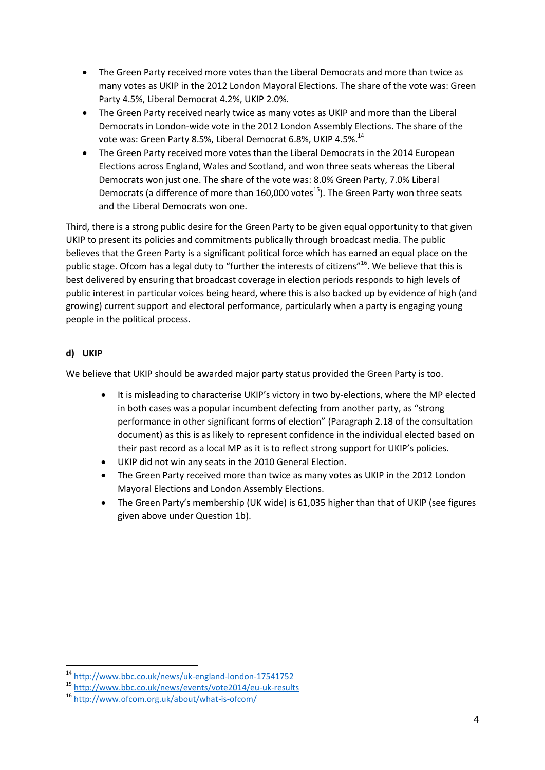- The Green Party received more votes than the Liberal Democrats and more than twice as many votes as UKIP in the 2012 London Mayoral Elections. The share of the vote was: Green Party 4.5%, Liberal Democrat 4.2%, UKIP 2.0%.
- The Green Party received nearly twice as many votes as UKIP and more than the Liberal Democrats in London-wide vote in the 2012 London Assembly Elections. The share of the vote was: Green Party 8.5%, Liberal Democrat 6.8%, UKIP 4.5%.[14]
- The Green Party received more votes than the Liberal Democrats in the 2014 European Elections across England, Wales and Scotland, and won three seats whereas the Liberal Democrats won just one. The share of the vote was: 8.0% Green Party, 7.0% Liberal Democrats (a difference of more than 160,000 votes[15]). The Green Party won three seats and the Liberal Democrats won one.

Third, there is a strong public desire for the Green Party to be given equal opportunity to that given UKIP to present its policies and commitments publically through broadcast media. The public believes that the Green Party is a significant political force which has earned an equal place on the public stage. Ofcom has a legal duty to "further the interests of citizens"[16]. We believe that this is best delivered by ensuring that broadcast coverage in election periods responds to high levels of public interest in particular voices being heard, where this is also backed up by evidence of high (and growing) current support and electoral performance, particularly when a party is engaging young people in the political process.

**d) UKIP**

We believe that UKIP should be awarded major party status provided the Green Party is too.

- It is misleading to characterise UKIP's victory in two by-elections, where the MP elected in both cases was a popular incumbent defecting from another party, as "strong performance in other significant forms of election" (Paragraph 2.18 of the consultation document) as this is as likely to represent confidence in the individual elected based on their past record as a local MP as it is to reflect strong support for UKIP's policies.
- UKIP did not win any seats in the 2010 General Election.
- The Green Party received more than twice as many votes as UKIP in the 2012 London Mayoral Elections and London Assembly Elections.
- The Green Party's membership (UK wide) is 61,035 higher than that of UKIP (see figures given above under Question 1b).

---

[14] http://www.bbc.co.uk/news/uk-england-london-17541752
[15] http://www.bbc.co.uk/news/events/vote2014/eu-uk-results
[16] http://www.ofcom.org.uk/about/what-is-ofcom/